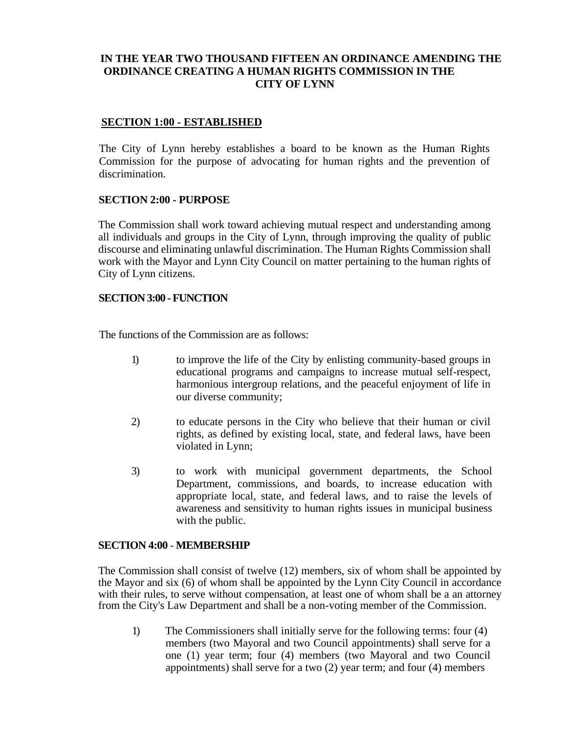# IN THE YEAR TWO THOUSAND FIFTEEN AN ORDINANCE AMENDING THE ORDINANCE CREATING A HUMAN RIGHTS COMMISSION IN THE CITY OF LYNN

## SECTION 1:00 - ESTABLISHED

The City of Lynn hereby establishes a board to be known as the Human Rights Commission for the purpose of advocating for human rights and the prevention of discrimination.

## SECTION 2:00 - PURPOSE

The Commission shall work toward achieving mutual respect and understanding among all individuals and groups in the City of Lynn, through improving the quality of public discourse and eliminating unlawful discrimination. The Human Rights Commission shall work with the Mayor and Lynn City Council on matter pertaining to the human rights of City of Lynn citizens.

## SECTION 3:00 - FUNCTION

The functions of the Commission are as follows:

1) to improve the life of the City by enlisting community-based groups in educational programs and campaigns to increase mutual self-respect, harmonious intergroup relations, and the peaceful enjoyment of life in our diverse community;

2) to educate persons in the City who believe that their human or civil rights, as defined by existing local, state, and federal laws, have been violated in Lynn;

3) to work with municipal government departments, the School Department, commissions, and boards, to increase education with appropriate local, state, and federal laws, and to raise the levels of awareness and sensitivity to human rights issues in municipal business with the public.

## SECTION 4:00 - MEMBERSHIP

The Commission shall consist of twelve (12) members, six of whom shall be appointed by the Mayor and six (6) of whom shall be appointed by the Lynn City Council in accordance with their rules, to serve without compensation, at least one of whom shall be a an attorney from the City's Law Department and shall be a non-voting member of the Commission.

1) The Commissioners shall initially serve for the following terms: four (4) members (two Mayoral and two Council appointments) shall serve for a one (1) year term; four (4) members (two Mayoral and two Council appointments) shall serve for a two (2) year term; and four (4) members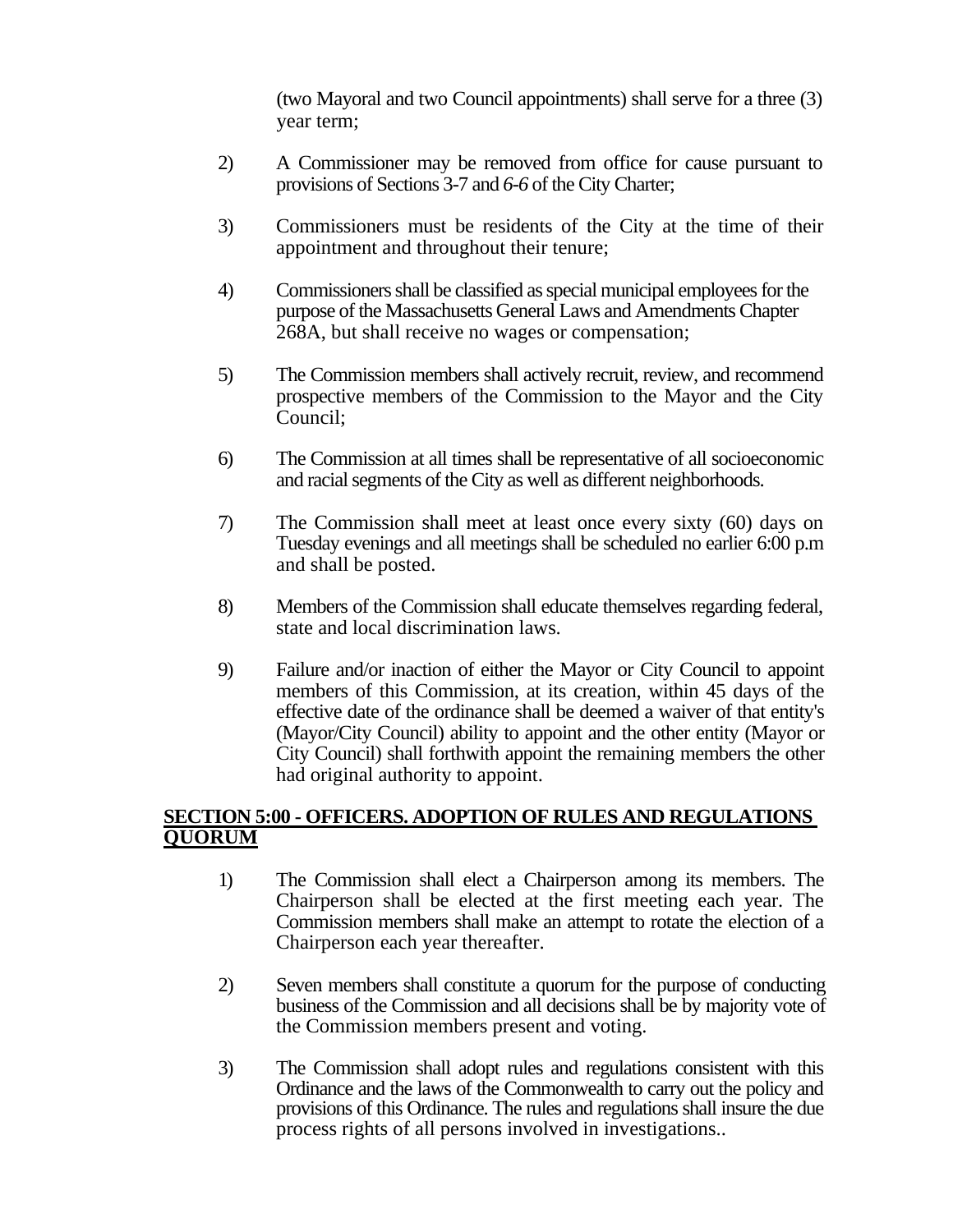(two Mayoral and two Council appointments) shall serve for a three (3) year term;

2) A Commissioner may be removed from office for cause pursuant to provisions of Sections 3-7 and *6-6* of the City Charter;

3) Commissioners must be residents of the City at the time of their appointment and throughout their tenure;

4) Commissioners shall be classified as special municipal employees for the purpose of the Massachusetts General Laws and Amendments Chapter 268A, but shall receive no wages or compensation;

5) The Commission members shall actively recruit, review, and recommend prospective members of the Commission to the Mayor and the City Council;

6) The Commission at all times shall be representative of all socioeconomic and racial segments of the City as well as different neighborhoods.

7) The Commission shall meet at least once every sixty (60) days on Tuesday evenings and all meetings shall be scheduled no earlier 6:00 p.m and shall be posted.

8) Members of the Commission shall educate themselves regarding federal, state and local discrimination laws.

9) Failure and/or inaction of either the Mayor or City Council to appoint members of this Commission, at its creation, within 45 days of the effective date of the ordinance shall be deemed a waiver of that entity's (Mayor/City Council) ability to appoint and the other entity (Mayor or City Council) shall forthwith appoint the remaining members the other had original authority to appoint.

## SECTION 5:00 - OFFICERS. ADOPTION OF RULES AND REGULATIONS QUORUM

1) The Commission shall elect a Chairperson among its members. The Chairperson shall be elected at the first meeting each year. The Commission members shall make an attempt to rotate the election of a Chairperson each year thereafter.

2) Seven members shall constitute a quorum for the purpose of conducting business of the Commission and all decisions shall be by majority vote of the Commission members present and voting.

3) The Commission shall adopt rules and regulations consistent with this Ordinance and the laws of the Commonwealth to carry out the policy and provisions of this Ordinance. The rules and regulations shall insure the due process rights of all persons involved in investigations..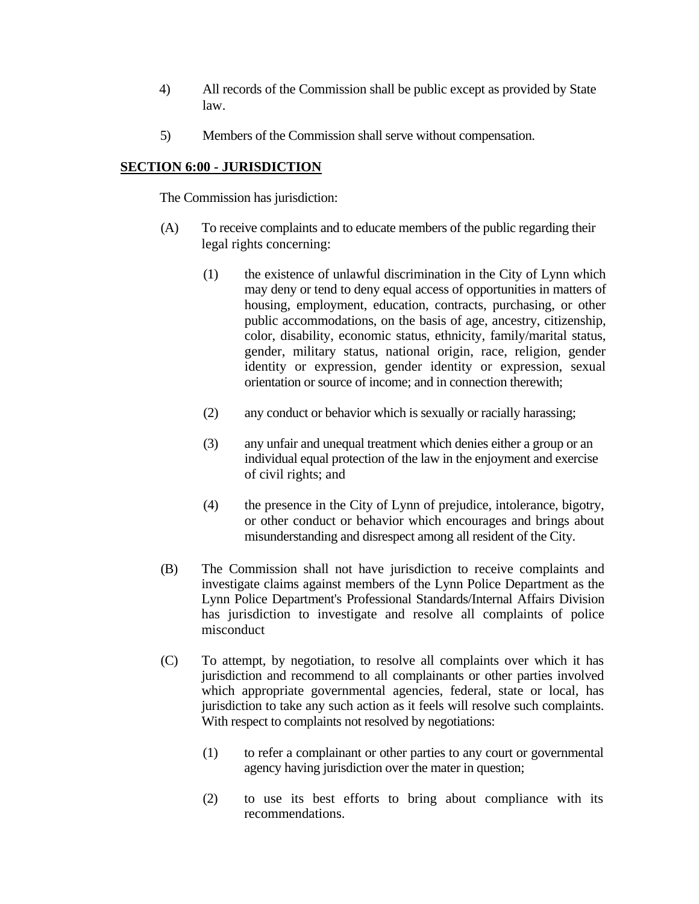4) All records of the Commission shall be public except as provided by State law.

5) Members of the Commission shall serve without compensation.

**SECTION 6:00 - JURISDICTION**

The Commission has jurisdiction:

(A) To receive complaints and to educate members of the public regarding their legal rights concerning:

(1) the existence of unlawful discrimination in the City of Lynn which may deny or tend to deny equal access of opportunities in matters of housing, employment, education, contracts, purchasing, or other public accommodations, on the basis of age, ancestry, citizenship, color, disability, economic status, ethnicity, family/marital status, gender, military status, national origin, race, religion, gender identity or expression, gender identity or expression, sexual orientation or source of income; and in connection therewith;

(2) any conduct or behavior which is sexually or racially harassing;

(3) any unfair and unequal treatment which denies either a group or an individual equal protection of the law in the enjoyment and exercise of civil rights; and

(4) the presence in the City of Lynn of prejudice, intolerance, bigotry, or other conduct or behavior which encourages and brings about misunderstanding and disrespect among all resident of the City.

(B) The Commission shall not have jurisdiction to receive complaints and investigate claims against members of the Lynn Police Department as the Lynn Police Department's Professional Standards/Internal Affairs Division has jurisdiction to investigate and resolve all complaints of police misconduct

(C) To attempt, by negotiation, to resolve all complaints over which it has jurisdiction and recommend to all complainants or other parties involved which appropriate governmental agencies, federal, state or local, has jurisdiction to take any such action as it feels will resolve such complaints. With respect to complaints not resolved by negotiations:

(1) to refer a complainant or other parties to any court or governmental agency having jurisdiction over the mater in question;

(2) to use its best efforts to bring about compliance with its recommendations.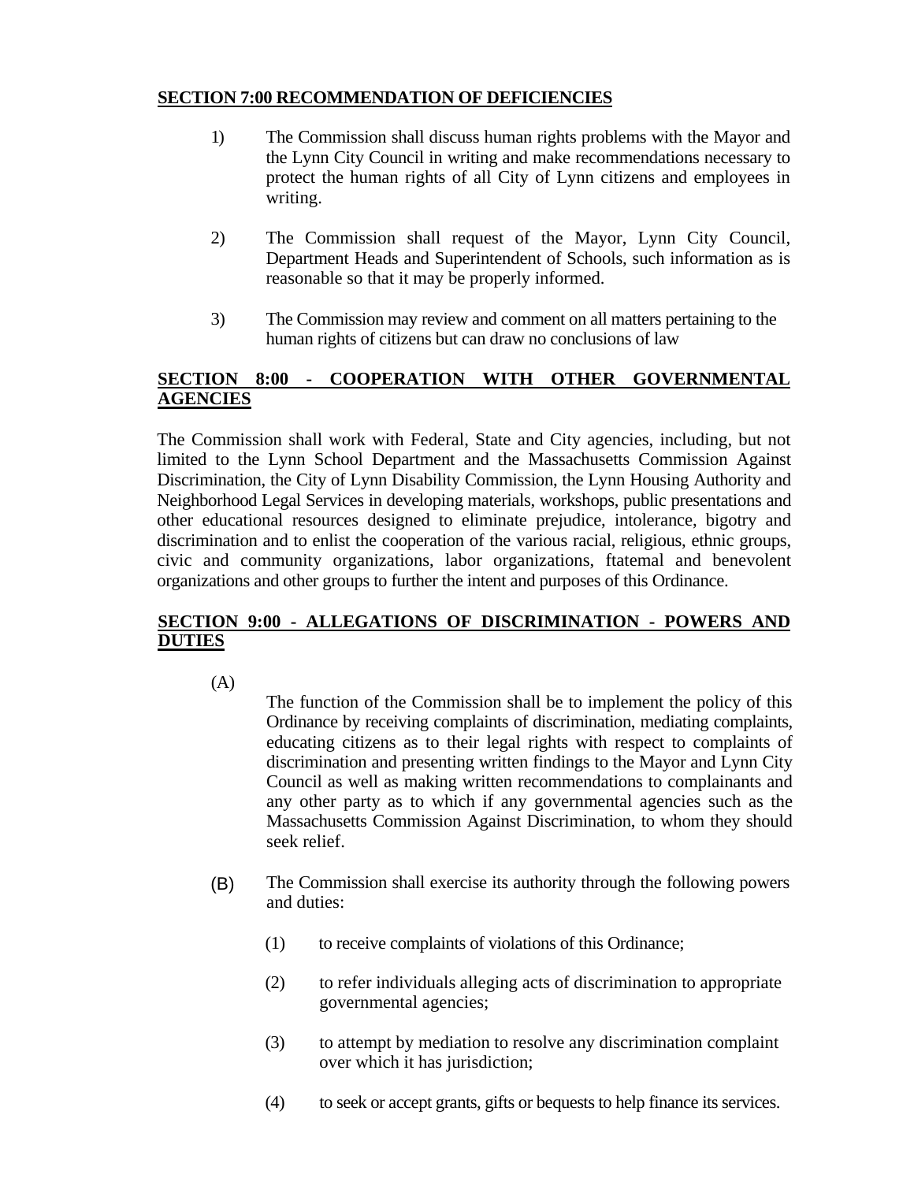**SECTION 7:00 RECOMMENDATION OF DEFICIENCIES**

1) The Commission shall discuss human rights problems with the Mayor and the Lynn City Council in writing and make recommendations necessary to protect the human rights of all City of Lynn citizens and employees in writing.

2) The Commission shall request of the Mayor, Lynn City Council, Department Heads and Superintendent of Schools, such information as is reasonable so that it may be properly informed.

3) The Commission may review and comment on all matters pertaining to the human rights of citizens but can draw no conclusions of law

**SECTION 8:00 - COOPERATION WITH OTHER GOVERNMENTAL AGENCIES**

The Commission shall work with Federal, State and City agencies, including, but not limited to the Lynn School Department and the Massachusetts Commission Against Discrimination, the City of Lynn Disability Commission, the Lynn Housing Authority and Neighborhood Legal Services in developing materials, workshops, public presentations and other educational resources designed to eliminate prejudice, intolerance, bigotry and discrimination and to enlist the cooperation of the various racial, religious, ethnic groups, civic and community organizations, labor organizations, ftatemal and benevolent organizations and other groups to further the intent and purposes of this Ordinance.

**SECTION 9:00 - ALLEGATIONS OF DISCRIMINATION - POWERS AND DUTIES**

(A) The function of the Commission shall be to implement the policy of this Ordinance by receiving complaints of discrimination, mediating complaints, educating citizens as to their legal rights with respect to complaints of discrimination and presenting written findings to the Mayor and Lynn City Council as well as making written recommendations to complainants and any other party as to which if any governmental agencies such as the Massachusetts Commission Against Discrimination, to whom they should seek relief.

(B) The Commission shall exercise its authority through the following powers and duties:

(1) to receive complaints of violations of this Ordinance;

(2) to refer individuals alleging acts of discrimination to appropriate governmental agencies;

(3) to attempt by mediation to resolve any discrimination complaint over which it has jurisdiction;

(4) to seek or accept grants, gifts or bequests to help finance its services.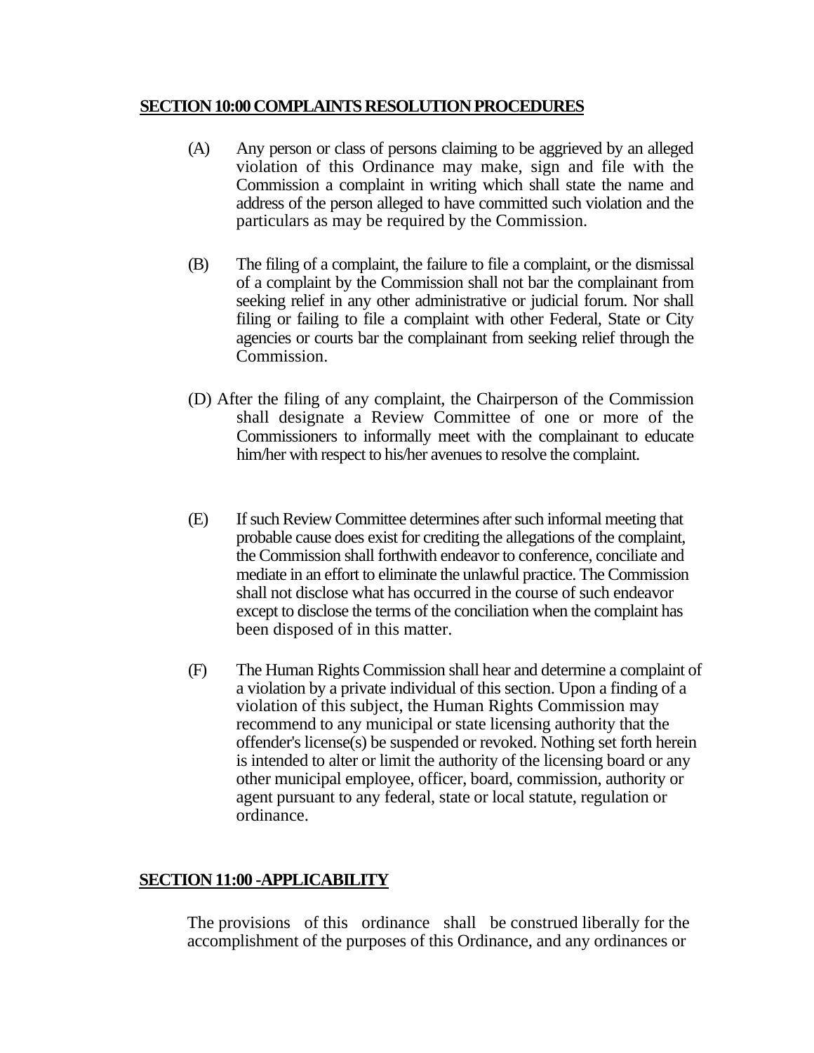## SECTION 10:00 COMPLAINTS RESOLUTION PROCEDURES

(A) Any person or class of persons claiming to be aggrieved by an alleged violation of this Ordinance may make, sign and file with the Commission a complaint in writing which shall state the name and address of the person alleged to have committed such violation and the particulars as may be required by the Commission.

(B) The filing of a complaint, the failure to file a complaint, or the dismissal of a complaint by the Commission shall not bar the complainant from seeking relief in any other administrative or judicial forum. Nor shall filing or failing to file a complaint with other Federal, State or City agencies or courts bar the complainant from seeking relief through the Commission.

(D) After the filing of any complaint, the Chairperson of the Commission shall designate a Review Committee of one or more of the Commissioners to informally meet with the complainant to educate him/her with respect to his/her avenues to resolve the complaint.

(E) If such Review Committee determines after such informal meeting that probable cause does exist for crediting the allegations of the complaint, the Commission shall forthwith endeavor to conference, conciliate and mediate in an effort to eliminate the unlawful practice. The Commission shall not disclose what has occurred in the course of such endeavor except to disclose the terms of the conciliation when the complaint has been disposed of in this matter.

(F) The Human Rights Commission shall hear and determine a complaint of a violation by a private individual of this section. Upon a finding of a violation of this subject, the Human Rights Commission may recommend to any municipal or state licensing authority that the offender's license(s) be suspended or revoked. Nothing set forth herein is intended to alter or limit the authority of the licensing board or any other municipal employee, officer, board, commission, authority or agent pursuant to any federal, state or local statute, regulation or ordinance.

## SECTION 11:00 -APPLICABILITY

The provisions of this ordinance shall be construed liberally for the accomplishment of the purposes of this Ordinance, and any ordinances or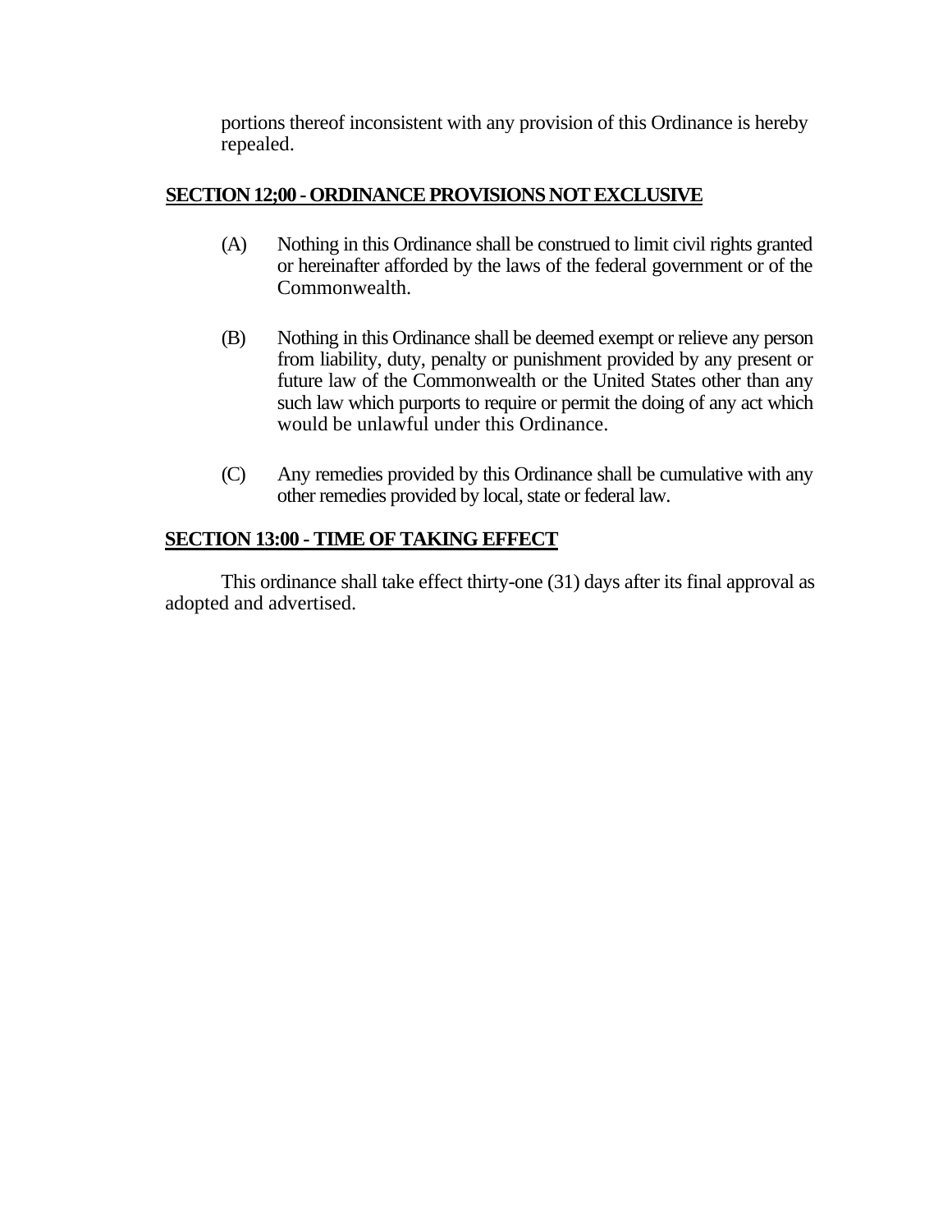portions thereof inconsistent with any provision of this Ordinance is hereby repealed.

**SECTION 12;00 - ORDINANCE PROVISIONS NOT EXCLUSIVE**

(A) Nothing in this Ordinance shall be construed to limit civil rights granted or hereinafter afforded by the laws of the federal government or of the Commonwealth.

(B) Nothing in this Ordinance shall be deemed exempt or relieve any person from liability, duty, penalty or punishment provided by any present or future law of the Commonwealth or the United States other than any such law which purports to require or permit the doing of any act which would be unlawful under this Ordinance.

(C) Any remedies provided by this Ordinance shall be cumulative with any other remedies provided by local, state or federal law.

**SECTION 13:00 - TIME OF TAKING EFFECT**

This ordinance shall take effect thirty-one (31) days after its final approval as adopted and advertised.